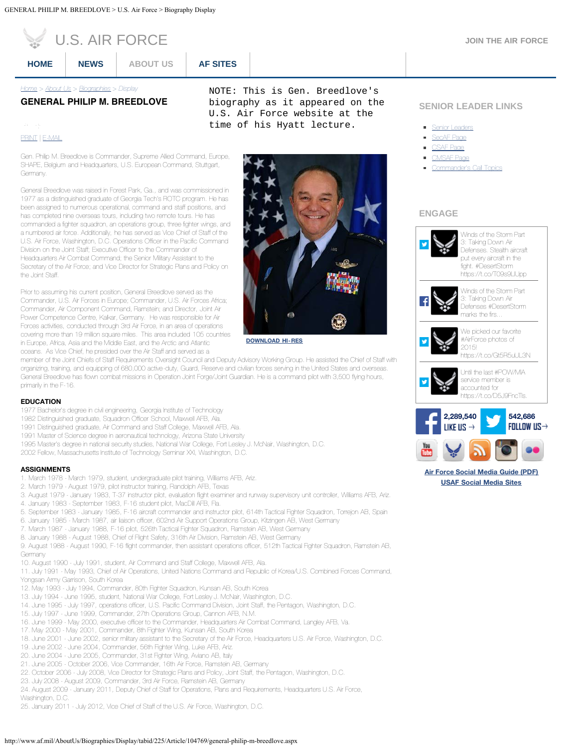# U.S. AIR FORCE

JOIN THE AIR FORCE

HOME | NEWS | ABOUT US | AF SITES

Home > About Us > Biographies > Display

## GENERAL PHILIP M. BREEDLOVE

NOTE: This is Gen. Breedlove's biography as it appeared on the U.S. Air Force website at the time of his Hyatt lecture.

PRINT | E-MAIL

Gen. Philip M. Breedlove is Commander, Supreme Allied Command, Europe, SHAPE, Belgium and Headquarters, U.S. European Command, Stuttgart, Germany.

General Breedlove was raised in Forest Park, Ga., and was commissioned in 1977 as a distinguished graduate of Georgia Tech's ROTC program. He has been assigned to numerous operational, command and staff positions, and has completed nine overseas tours, including two remote tours. He has commanded a fighter squadron, an operations group, three fighter wings, and a numbered air force. Additionally, he has served as Vice Chief of Staff of the U.S. Air Force, Washington, D.C. Operations Officer in the Pacific Command Division on the Joint Staff; Executive Officer to the Commander of Headquarters Air Combat Command; the Senior Military Assistant to the Secretary of the Air Force; and Vice Director for Strategic Plans and Policy on the Joint Staff.

Prior to assuming his current position, General Breedlove served as the Commander, U.S. Air Forces in Europe; Commander, U.S. Air Forces Africa; Commander, Air Component Command, Ramstein; and Director, Joint Air Power Competence Centre, Kalkar, Germany. He was responsible for Air Forces activities, conducted through 3rd Air Force, in an area of operations covering more than 19 million square miles. This area included 105 countries in Europe, Africa, Asia and the Middle East, and the Arctic and Atlantic oceans. As Vice Chief, he presided over the Air Staff and served as a member of the Joint Chiefs of Staff Requirements Oversight Council and Deputy Advisory Working Group. He assisted the Chief of Staff with organizing, training, and equipping of 680,000 active-duty, Guard, Reserve and civilian forces serving in the United States and overseas. General Breedlove has flown combat missions in Operation Joint Forge/Joint Guardian. He is a command pilot with 3,500 flying hours, primarily in the F-16.

DOWNLOAD HI-RES

### EDUCATION

1977 Bachelor's degree in civil engineering, Georgia Institute of Technology
1982 Distinguished graduate, Squadron Officer School, Maxwell AFB, Ala.
1991 Distinguished graduate, Air Command and Staff College, Maxwell AFB, Ala.
1991 Master of Science degree in aeronautical technology, Arizona State University
1995 Master's degree in national security studies, National War College, Fort Lesley J. McNair, Washington, D.C.
2002 Fellow, Massachusetts Institute of Technology Seminar XXI, Washington, D.C.

### ASSIGNMENTS

1. March 1978 - March 1979, student, undergraduate pilot training, Williams AFB, Ariz.
2. March 1979 - August 1979, pilot instructor training, Randolph AFB, Texas
3. August 1979 - January 1983, T-37 instructor pilot, evaluation flight examiner and runway supervisory unit controller, Williams AFB, Ariz.
4. January 1983 - September 1983, F-16 student pilot, MacDill AFB, Fla.
5. September 1983 - January 1985, F-16 aircraft commander and instructor pilot, 614th Tactical Fighter Squadron, Torrejon AB, Spain
6. January 1985 - March 1987, air liaison officer, 602nd Air Support Operations Group, Kitzingen AB, West Germany
7. March 1987 - January 1988, F-16 pilot, 526th Tactical Fighter Squadron, Ramstein AB, West Germany
8. January 1988 - August 1988, Chief of Flight Safety, 316th Air Division, Ramstein AB, West Germany
9. August 1988 - August 1990, F-16 flight commander, then assistant operations officer, 512th Tactical Fighter Squadron, Ramstein AB, Germany
10. August 1990 - July 1991, student, Air Command and Staff College, Maxwell AFB, Ala.
11. July 1991 - May 1993, Chief of Air Operations, United Nations Command and Republic of Korea/U.S. Combined Forces Command, Yongsan Army Garrison, South Korea
12. May 1993 - July 1994, Commander, 80th Fighter Squadron, Kunsan AB, South Korea
13. July 1994 - June 1995, student, National War College, Fort Lesley J. McNair, Washington, D.C.
14. June 1995 - July 1997, operations officer, U.S. Pacific Command Division, Joint Staff, the Pentagon, Washington, D.C.
15. July 1997 - June 1999, Commander, 27th Operations Group, Cannon AFB, N.M.
16. June 1999 - May 2000, executive officer to the Commander, Headquarters Air Combat Command, Langley AFB, Va.
17. May 2000 - May 2001, Commander, 8th Fighter Wing, Kunsan AB, South Korea
18. June 2001 - June 2002, senior military assistant to the Secretary of the Air Force, Headquarters U.S. Air Force, Washington, D.C.
19. June 2002 - June 2004, Commander, 56th Fighter Wing, Luke AFB, Ariz.
20. June 2004 - June 2005, Commander, 31st Fighter Wing, Aviano AB, Italy
21. June 2005 - October 2006, Vice Commander, 16th Air Force, Ramstein AB, Germany
22. October 2006 - July 2008, Vice Director for Strategic Plans and Policy, Joint Staff, the Pentagon, Washington, D.C.
23. July 2008 - August 2009, Commander, 3rd Air Force, Ramstein AB, Germany
24. August 2009 - January 2011, Deputy Chief of Staff for Operations, Plans and Requirements, Headquarters U.S. Air Force, Washington, D.C.
25. January 2011 - July 2012, Vice Chief of Staff of the U.S. Air Force, Washington, D.C.

### SENIOR LEADER LINKS

- Senior Leaders
- SecAF Page
- CSAF Page
- CMSAF Page
- Commander's Call Topics

### ENGAGE

Winds of the Storm Part 3: Taking Down Air Defenses. Stealth aircraft put every aircraft in the fight. #DesertStorm https://t.co/T09s9LIUpp

Winds of the Storm Part 3: Taking Down Air Defenses #DesertStorm marks the firs...

We picked our favorite #AirForce photos of 2015! https://t.co/Gt5R5uJL3N

Until the last #POW/MIA service member is accounted for https://t.co/D5J9FncTls.

2,289,540 LIKE US →

542,686 FOLLOW US →

Air Force Social Media Guide (PDF)
USAF Social Media Sites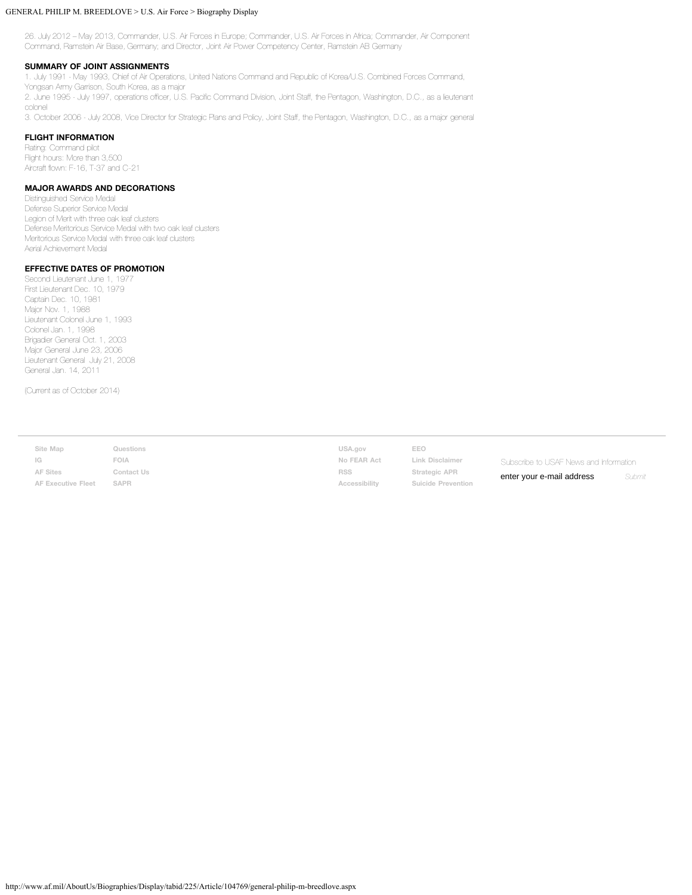26. July 2012 – May 2013, Commander, U.S. Air Forces in Europe; Commander, U.S. Air Forces in Africa; Commander, Air Component Command, Ramstein Air Base, Germany; and Director, Joint Air Power Competency Center, Ramstein AB Germany

**SUMMARY OF JOINT ASSIGNMENTS**

1. July 1991 - May 1993, Chief of Air Operations, United Nations Command and Republic of Korea/U.S. Combined Forces Command, Yongsan Army Garrison, South Korea, as a major
2. June 1995 - July 1997, operations officer, U.S. Pacific Command Division, Joint Staff, the Pentagon, Washington, D.C., as a lieutenant colonel
3. October 2006 - July 2008, Vice Director for Strategic Plans and Policy, Joint Staff, the Pentagon, Washington, D.C., as a major general

**FLIGHT INFORMATION**

Rating: Command pilot
Flight hours: More than 3,500
Aircraft flown: F-16, T-37 and C-21

**MAJOR AWARDS AND DECORATIONS**

Distinguished Service Medal
Defense Superior Service Medal
Legion of Merit with three oak leaf clusters
Defense Meritorious Service Medal with two oak leaf clusters
Meritorious Service Medal with three oak leaf clusters
Aerial Achievement Medal

**EFFECTIVE DATES OF PROMOTION**

Second Lieutenant June 1, 1977
First Lieutenant Dec. 10, 1979
Captain Dec. 10, 1981
Major Nov. 1, 1988
Lieutenant Colonel June 1, 1993
Colonel Jan. 1, 1998
Brigadier General Oct. 1, 2003
Major General June 23, 2006
Lieutenant General July 21, 2008
General Jan. 14, 2011

(Current as of October 2014)